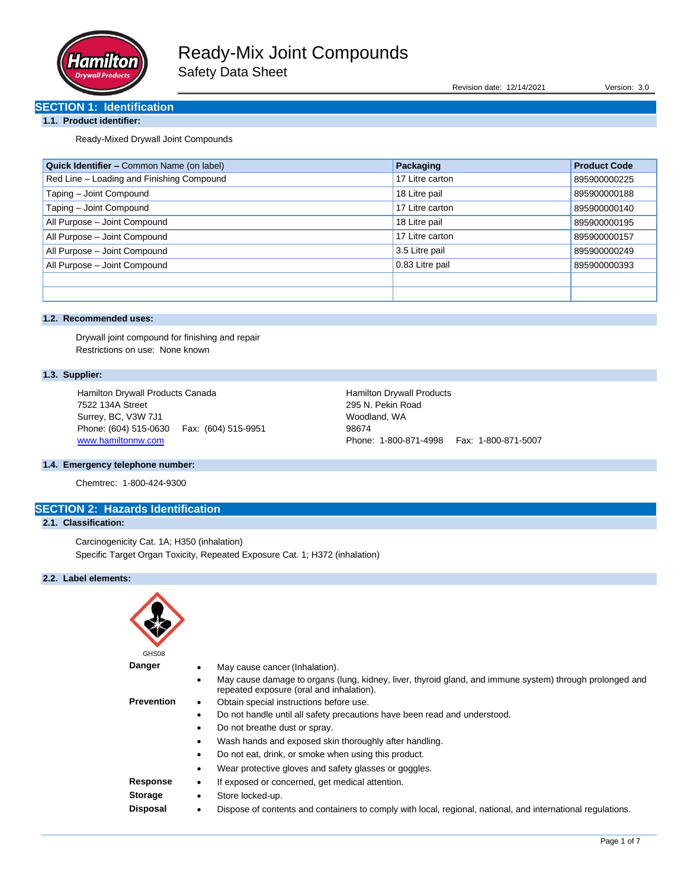# Ready-Mix Joint Compounds

Safety Data Sheet

Revision date: 12/14/2021 Version: 3.0

## SECTION 1: Identification

### 1.1. Product identifier:

Ready-Mixed Drywall Joint Compounds

| **Quick Identifier –** Common Name (on label) | **Packaging** | **Product Code** |
|---|---|---|
| Red Line – Loading and Finishing Compound | 17 Litre carton | 895900000225 |
| Taping – Joint Compound | 18 Litre pail | 895900000188 |
| Taping – Joint Compound | 17 Litre carton | 895900000140 |
| All Purpose – Joint Compound | 18 Litre pail | 895900000195 |
| All Purpose – Joint Compound | 17 Litre carton | 895900000157 |
| All Purpose – Joint Compound | 3.5 Litre pail | 895900000249 |
| All Purpose – Joint Compound | 0.83 Litre pail | 895900000393 |
| | | |
| | | |

### 1.2. Recommended uses:

Drywall joint compound for finishing and repair

Restrictions on use: None known

### 1.3. Supplier:

Hamilton Drywall Products Canada
7522 134A Street
Surrey, BC, V3W 7J1
Phone: (604) 515-0630 Fax: (604) 515-9951
www.hamiltonnw.com

Hamilton Drywall Products
295 N. Pekin Road
Woodland, WA
98674
Phone: 1-800-871-4998 Fax: 1-800-871-5007

### 1.4. Emergency telephone number:

Chemtrec: 1-800-424-9300

## SECTION 2: Hazards Identification

### 2.1. Classification:

Carcinogenicity Cat. 1A; H350 (inhalation)

Specific Target Organ Toxicity, Repeated Exposure Cat. 1; H372 (inhalation)

### 2.2. Label elements:

GHS08

**Danger**
- May cause cancer (Inhalation).
- May cause damage to organs (lung, kidney, liver, thyroid gland, and immune system) through prolonged and repeated exposure (oral and inhalation).

**Prevention**
- Obtain special instructions before use.
- Do not handle until all safety precautions have been read and understood.
- Do not breathe dust or spray.
- Wash hands and exposed skin thoroughly after handling.
- Do not eat, drink, or smoke when using this product.
- Wear protective gloves and safety glasses or goggles.

**Response**
- If exposed or concerned, get medical attention.

**Storage**
- Store locked-up.

**Disposal**
- Dispose of contents and containers to comply with local, regional, national, and international regulations.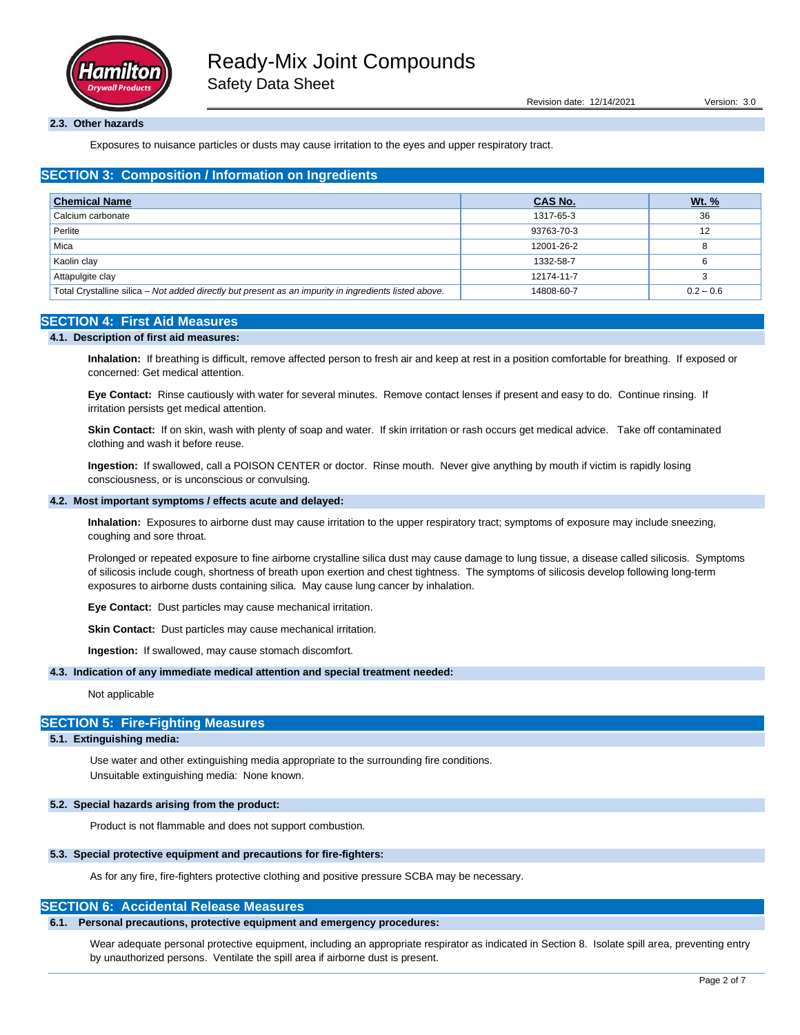### 2.3. Other hazards

Exposures to nuisance particles or dusts may cause irritation to the eyes and upper respiratory tract.

## SECTION 3: Composition / Information on Ingredients

| Chemical Name | CAS No. | Wt. % |
|---|---|---|
| Calcium carbonate | 1317-65-3 | 36 |
| Perlite | 93763-70-3 | 12 |
| Mica | 12001-26-2 | 8 |
| Kaolin clay | 1332-58-7 | 6 |
| Attapulgite clay | 12174-11-7 | 3 |
| Total Crystalline silica – *Not added directly but present as an impurity in ingredients listed above.* | 14808-60-7 | 0.2 – 0.6 |

## SECTION 4: First Aid Measures

### 4.1. Description of first aid measures:

**Inhalation:** If breathing is difficult, remove affected person to fresh air and keep at rest in a position comfortable for breathing. If exposed or concerned: Get medical attention.

**Eye Contact:** Rinse cautiously with water for several minutes. Remove contact lenses if present and easy to do. Continue rinsing. If irritation persists get medical attention.

**Skin Contact:** If on skin, wash with plenty of soap and water. If skin irritation or rash occurs get medical advice. Take off contaminated clothing and wash it before reuse.

**Ingestion:** If swallowed, call a POISON CENTER or doctor. Rinse mouth. Never give anything by mouth if victim is rapidly losing consciousness, or is unconscious or convulsing.

### 4.2. Most important symptoms / effects acute and delayed:

**Inhalation:** Exposures to airborne dust may cause irritation to the upper respiratory tract; symptoms of exposure may include sneezing, coughing and sore throat.

Prolonged or repeated exposure to fine airborne crystalline silica dust may cause damage to lung tissue, a disease called silicosis. Symptoms of silicosis include cough, shortness of breath upon exertion and chest tightness. The symptoms of silicosis develop following long-term exposures to airborne dusts containing silica. May cause lung cancer by inhalation.

**Eye Contact:** Dust particles may cause mechanical irritation.

**Skin Contact:** Dust particles may cause mechanical irritation.

**Ingestion:** If swallowed, may cause stomach discomfort.

### 4.3. Indication of any immediate medical attention and special treatment needed:

Not applicable

## SECTION 5: Fire-Fighting Measures

### 5.1. Extinguishing media:

Use water and other extinguishing media appropriate to the surrounding fire conditions.
Unsuitable extinguishing media: None known.

### 5.2. Special hazards arising from the product:

Product is not flammable and does not support combustion.

### 5.3. Special protective equipment and precautions for fire-fighters:

As for any fire, fire-fighters protective clothing and positive pressure SCBA may be necessary.

## SECTION 6: Accidental Release Measures

### 6.1. Personal precautions, protective equipment and emergency procedures:

Wear adequate personal protective equipment, including an appropriate respirator as indicated in Section 8. Isolate spill area, preventing entry by unauthorized persons. Ventilate the spill area if airborne dust is present.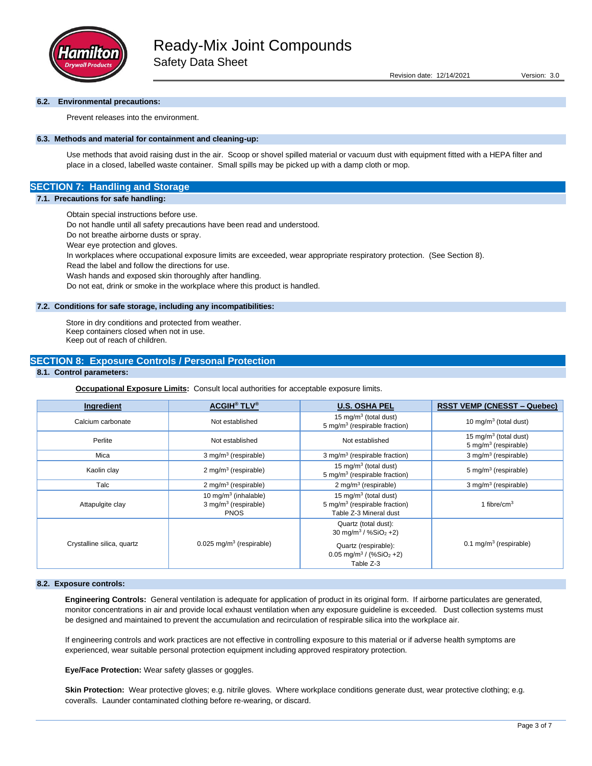### 6.2. Environmental precautions:

Prevent releases into the environment.

### 6.3. Methods and material for containment and cleaning-up:

Use methods that avoid raising dust in the air. Scoop or shovel spilled material or vacuum dust with equipment fitted with a HEPA filter and place in a closed, labelled waste container. Small spills may be picked up with a damp cloth or mop.

## SECTION 7: Handling and Storage

### 7.1. Precautions for safe handling:

Obtain special instructions before use.
Do not handle until all safety precautions have been read and understood.
Do not breathe airborne dusts or spray.
Wear eye protection and gloves.
In workplaces where occupational exposure limits are exceeded, wear appropriate respiratory protection. (See Section 8).
Read the label and follow the directions for use.
Wash hands and exposed skin thoroughly after handling.
Do not eat, drink or smoke in the workplace where this product is handled.

### 7.2. Conditions for safe storage, including any incompatibilities:

Store in dry conditions and protected from weather.
Keep containers closed when not in use.
Keep out of reach of children.

## SECTION 8: Exposure Controls / Personal Protection

### 8.1. Control parameters:

**Occupational Exposure Limits:** Consult local authorities for acceptable exposure limits.

| Ingredient | ACGIH® TLV® | U.S. OSHA PEL | RSST VEMP (CNESST – Quebec) |
|---|---|---|---|
| Calcium carbonate | Not established | 15 mg/m³ (total dust)<br>5 mg/m³ (respirable fraction) | 10 mg/m³ (total dust) |
| Perlite | Not established | Not established | 15 mg/m³ (total dust)<br>5 mg/m³ (respirable) |
| Mica | 3 mg/m³ (respirable) | 3 mg/m³ (respirable fraction) | 3 mg/m³ (respirable) |
| Kaolin clay | 2 mg/m³ (respirable) | 15 mg/m³ (total dust)<br>5 mg/m³ (respirable fraction) | 5 mg/m³ (respirable) |
| Talc | 2 mg/m³ (respirable) | 2 mg/m³ (respirable) | 3 mg/m³ (respirable) |
| Attapulgite clay | 10 mg/m³ (inhalable)<br>3 mg/m³ (respirable)<br>PNOS | 15 mg/m³ (total dust)<br>5 mg/m³ (respirable fraction)<br>Table Z-3 Mineral dust | 1 fibre/cm³ |
| Crystalline silica, quartz | 0.025 mg/m³ (respirable) | Quartz (total dust):<br>30 mg/m³ / %$SiO_2$ +2)<br>Quartz (respirable):<br>0.05 mg/m³ / (%$SiO_2$ +2)<br>Table Z-3 | 0.1 mg/m³ (respirable) |

### 8.2. Exposure controls:

**Engineering Controls:** General ventilation is adequate for application of product in its original form. If airborne particulates are generated, monitor concentrations in air and provide local exhaust ventilation when any exposure guideline is exceeded. Dust collection systems must be designed and maintained to prevent the accumulation and recirculation of respirable silica into the workplace air.

If engineering controls and work practices are not effective in controlling exposure to this material or if adverse health symptoms are experienced, wear suitable personal protection equipment including approved respiratory protection.

**Eye/Face Protection:** Wear safety glasses or goggles.

**Skin Protection:** Wear protective gloves; e.g. nitrile gloves. Where workplace conditions generate dust, wear protective clothing; e.g. coveralls. Launder contaminated clothing before re-wearing, or discard.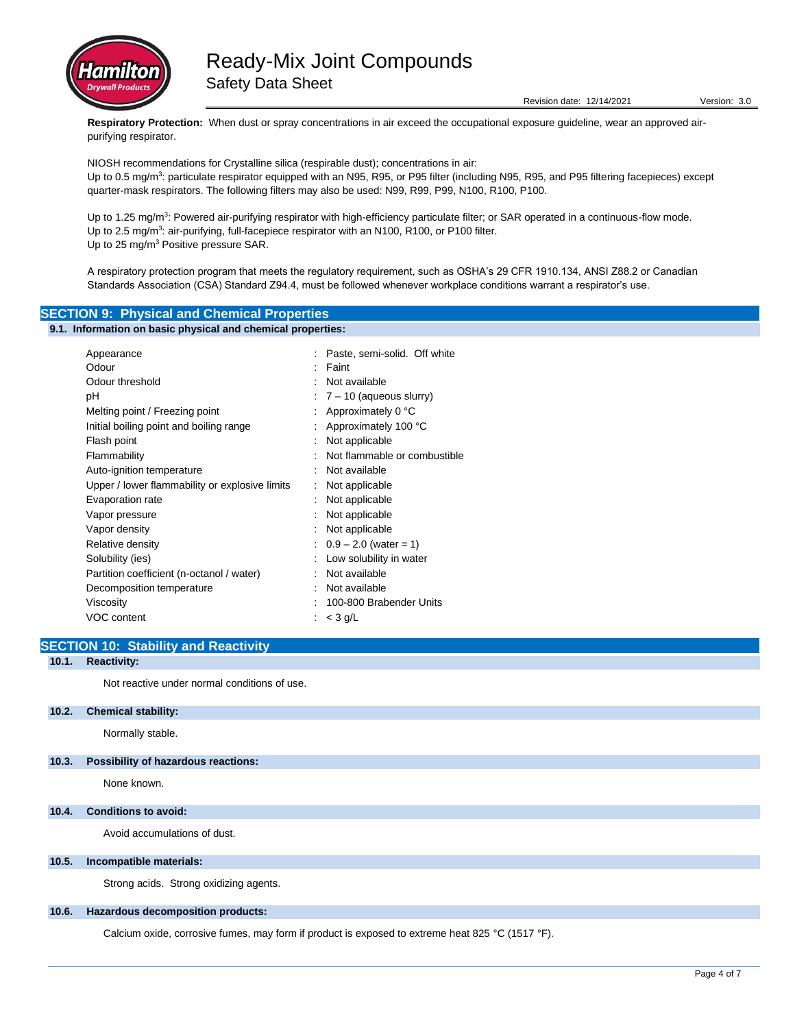**Respiratory Protection:** When dust or spray concentrations in air exceed the occupational exposure guideline, wear an approved air-purifying respirator.

NIOSH recommendations for Crystalline silica (respirable dust); concentrations in air:
Up to 0.5 mg/m$^3$: particulate respirator equipped with an N95, R95, or P95 filter (including N95, R95, and P95 filtering facepieces) except quarter-mask respirators. The following filters may also be used: N99, R99, P99, N100, R100, P100.

Up to 1.25 mg/m$^3$: Powered air-purifying respirator with high-efficiency particulate filter; or SAR operated in a continuous-flow mode.
Up to 2.5 mg/m$^3$: air-purifying, full-facepiece respirator with an N100, R100, or P100 filter.
Up to 25 mg/m$^3$ Positive pressure SAR.

A respiratory protection program that meets the regulatory requirement, such as OSHA's 29 CFR 1910.134, ANSI Z88.2 or Canadian Standards Association (CSA) Standard Z94.4, must be followed whenever workplace conditions warrant a respirator's use.

## SECTION 9: Physical and Chemical Properties

### 9.1. Information on basic physical and chemical properties:

| Property | Value |
|---|---|
| Appearance | Paste, semi-solid. Off white |
| Odour | Faint |
| Odour threshold | Not available |
| pH | 7 – 10 (aqueous slurry) |
| Melting point / Freezing point | Approximately 0 °C |
| Initial boiling point and boiling range | Approximately 100 °C |
| Flash point | Not applicable |
| Flammability | Not flammable or combustible |
| Auto-ignition temperature | Not available |
| Upper / lower flammability or explosive limits | Not applicable |
| Evaporation rate | Not applicable |
| Vapor pressure | Not applicable |
| Vapor density | Not applicable |
| Relative density | 0.9 – 2.0 (water = 1) |
| Solubility (ies) | Low solubility in water |
| Partition coefficient (n-octanol / water) | Not available |
| Decomposition temperature | Not available |
| Viscosity | 100-800 Brabender Units |
| VOC content | < 3 g/L |

## SECTION 10: Stability and Reactivity

### 10.1. Reactivity:

Not reactive under normal conditions of use.

### 10.2. Chemical stability:

Normally stable.

### 10.3. Possibility of hazardous reactions:

None known.

### 10.4. Conditions to avoid:

Avoid accumulations of dust.

### 10.5. Incompatible materials:

Strong acids. Strong oxidizing agents.

### 10.6. Hazardous decomposition products:

Calcium oxide, corrosive fumes, may form if product is exposed to extreme heat 825 °C (1517 °F).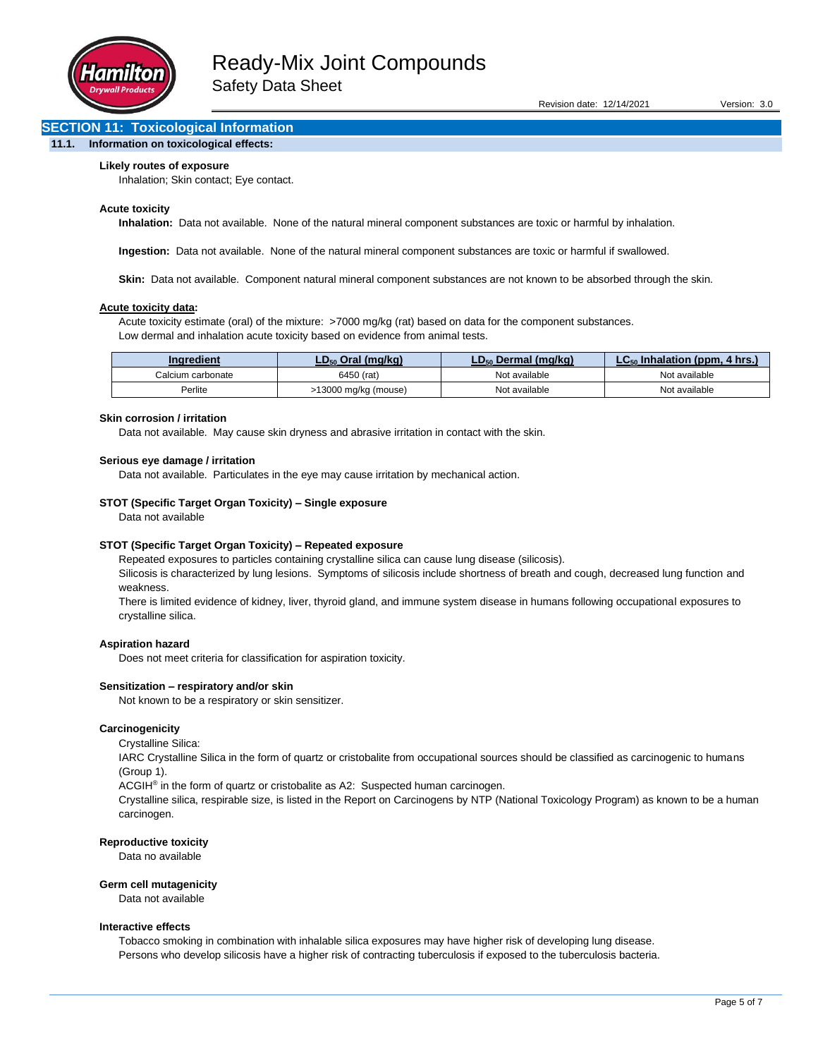## SECTION 11: Toxicological Information

### 11.1. Information on toxicological effects:

**Likely routes of exposure**

Inhalation; Skin contact; Eye contact.

**Acute toxicity**

**Inhalation:** Data not available. None of the natural mineral component substances are toxic or harmful by inhalation.

**Ingestion:** Data not available. None of the natural mineral component substances are toxic or harmful if swallowed.

**Skin:** Data not available. Component natural mineral component substances are not known to be absorbed through the skin.

**Acute toxicity data:**

Acute toxicity estimate (oral) of the mixture: >7000 mg/kg (rat) based on data for the component substances.
Low dermal and inhalation acute toxicity based on evidence from animal tests.

| Ingredient | $LD_{50}$ Oral (mg/kg) | $LD_{50}$ Dermal (mg/kg) | $LC_{50}$ Inhalation (ppm, 4 hrs.) |
|---|---|---|---|
| Calcium carbonate | 6450 (rat) | Not available | Not available |
| Perlite | >13000 mg/kg (mouse) | Not available | Not available |

**Skin corrosion / irritation**

Data not available. May cause skin dryness and abrasive irritation in contact with the skin.

**Serious eye damage / irritation**

Data not available. Particulates in the eye may cause irritation by mechanical action.

**STOT (Specific Target Organ Toxicity) – Single exposure**

Data not available

**STOT (Specific Target Organ Toxicity) – Repeated exposure**

Repeated exposures to particles containing crystalline silica can cause lung disease (silicosis).
Silicosis is characterized by lung lesions. Symptoms of silicosis include shortness of breath and cough, decreased lung function and weakness.
There is limited evidence of kidney, liver, thyroid gland, and immune system disease in humans following occupational exposures to crystalline silica.

**Aspiration hazard**

Does not meet criteria for classification for aspiration toxicity.

**Sensitization – respiratory and/or skin**

Not known to be a respiratory or skin sensitizer.

**Carcinogenicity**

Crystalline Silica:
IARC Crystalline Silica in the form of quartz or cristobalite from occupational sources should be classified as carcinogenic to humans (Group 1).
ACGIH® in the form of quartz or cristobalite as A2: Suspected human carcinogen.
Crystalline silica, respirable size, is listed in the Report on Carcinogens by NTP (National Toxicology Program) as known to be a human carcinogen.

**Reproductive toxicity**

Data no available

**Germ cell mutagenicity**

Data not available

**Interactive effects**

Tobacco smoking in combination with inhalable silica exposures may have higher risk of developing lung disease.
Persons who develop silicosis have a higher risk of contracting tuberculosis if exposed to the tuberculosis bacteria.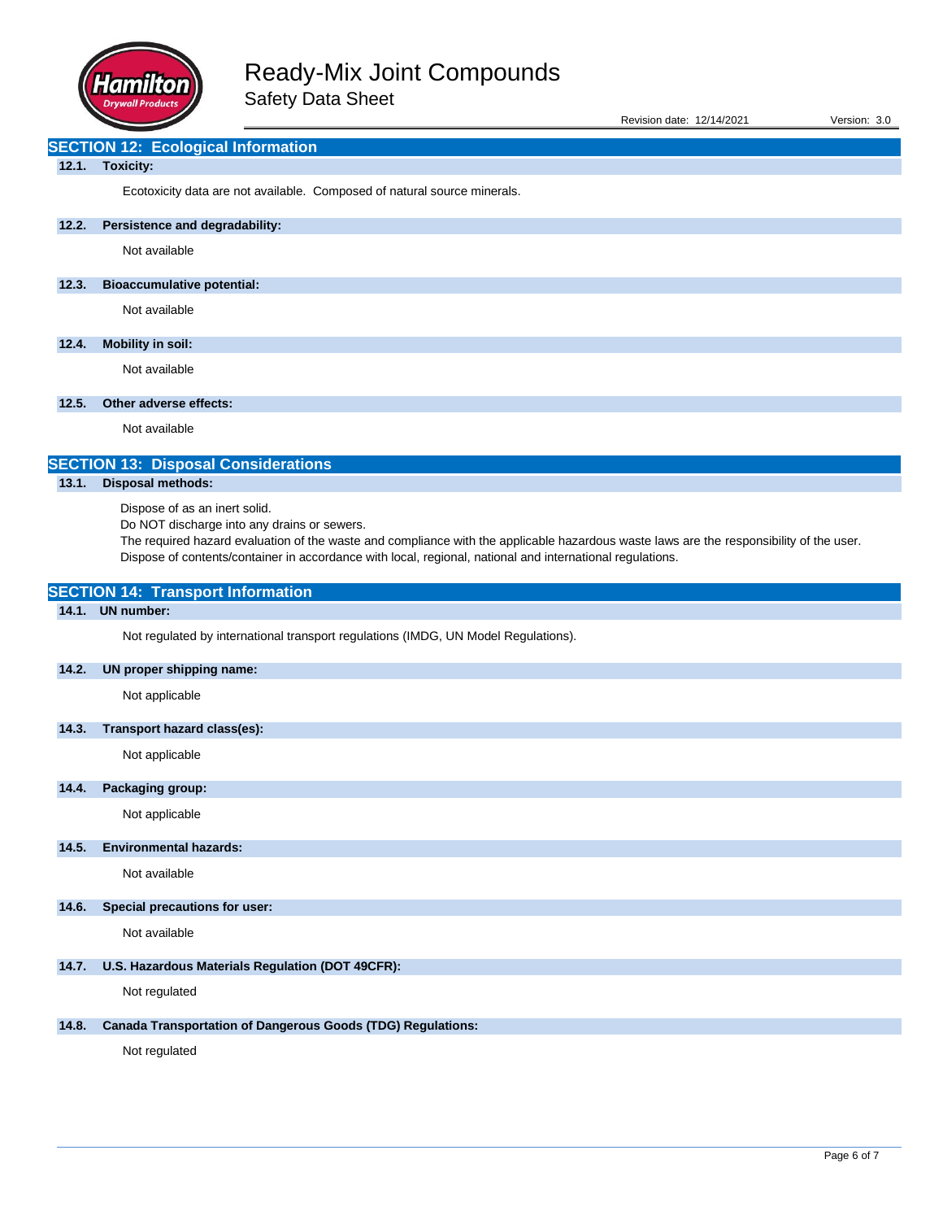## SECTION 12: Ecological Information

### 12.1. Toxicity:

Ecotoxicity data are not available. Composed of natural source minerals.

### 12.2. Persistence and degradability:

Not available

### 12.3. Bioaccumulative potential:

Not available

### 12.4. Mobility in soil:

Not available

### 12.5. Other adverse effects:

Not available

## SECTION 13: Disposal Considerations

### 13.1. Disposal methods:

Dispose of as an inert solid.
Do NOT discharge into any drains or sewers.
The required hazard evaluation of the waste and compliance with the applicable hazardous waste laws are the responsibility of the user.
Dispose of contents/container in accordance with local, regional, national and international regulations.

## SECTION 14: Transport Information

### 14.1. UN number:

Not regulated by international transport regulations (IMDG, UN Model Regulations).

### 14.2. UN proper shipping name:

Not applicable

### 14.3. Transport hazard class(es):

Not applicable

### 14.4. Packaging group:

Not applicable

### 14.5. Environmental hazards:

Not available

### 14.6. Special precautions for user:

Not available

### 14.7. U.S. Hazardous Materials Regulation (DOT 49CFR):

Not regulated

### 14.8. Canada Transportation of Dangerous Goods (TDG) Regulations:

Not regulated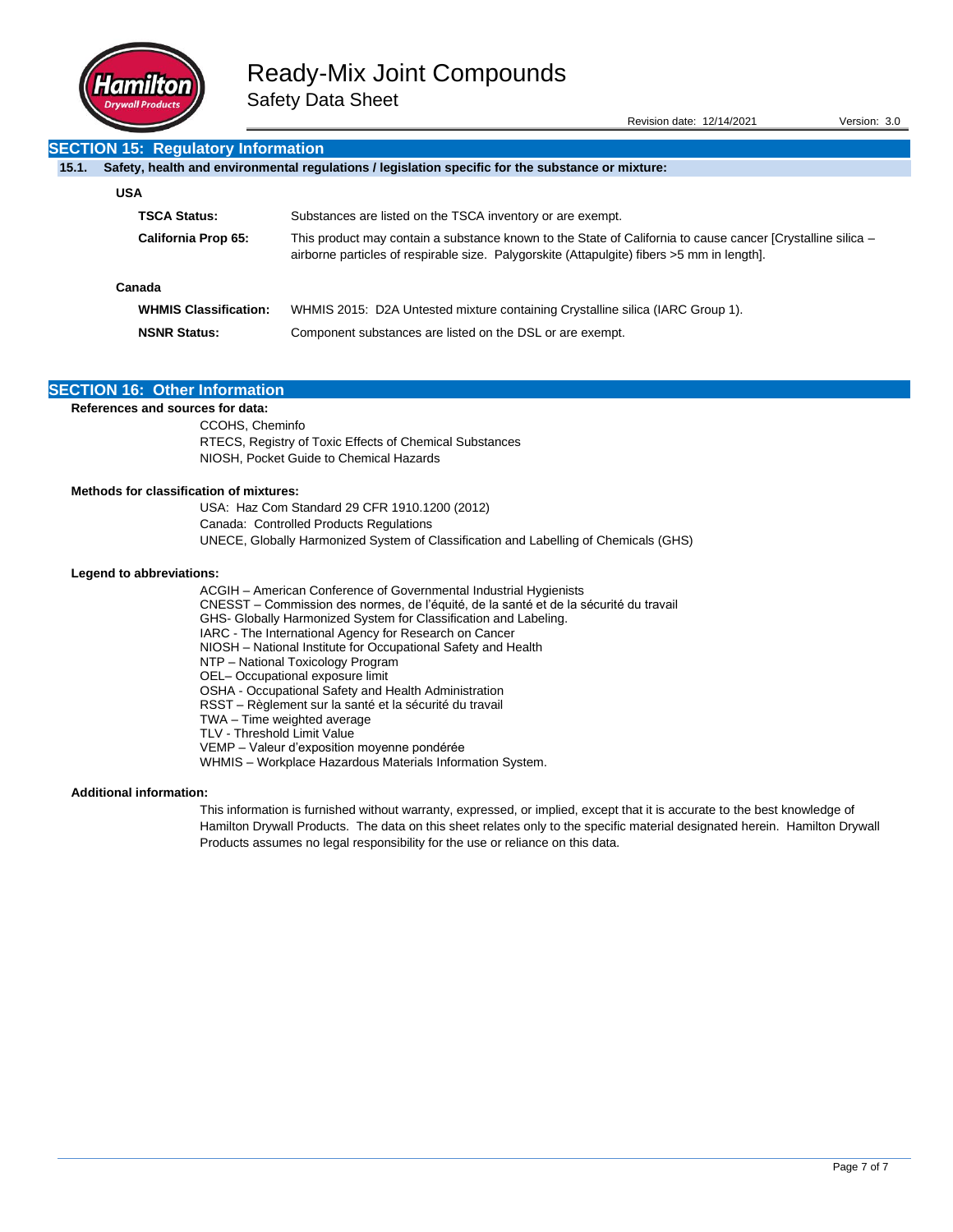## SECTION 15: Regulatory Information

### 15.1. Safety, health and environmental regulations / legislation specific for the substance or mixture:

**USA**

| | |
|---|---|
| **TSCA Status:** | Substances are listed on the TSCA inventory or are exempt. |
| **California Prop 65:** | This product may contain a substance known to the State of California to cause cancer [Crystalline silica – airborne particles of respirable size. Palygorskite (Attapulgite) fibers >5 mm in length]. |

**Canada**

| | |
|---|---|
| **WHMIS Classification:** | WHMIS 2015: D2A Untested mixture containing Crystalline silica (IARC Group 1). |
| **NSNR Status:** | Component substances are listed on the DSL or are exempt. |

## SECTION 16: Other Information

**References and sources for data:**

CCOHS, Cheminfo
RTECS, Registry of Toxic Effects of Chemical Substances
NIOSH, Pocket Guide to Chemical Hazards

**Methods for classification of mixtures:**

USA: Haz Com Standard 29 CFR 1910.1200 (2012)
Canada: Controlled Products Regulations
UNECE, Globally Harmonized System of Classification and Labelling of Chemicals (GHS)

**Legend to abbreviations:**

ACGIH – American Conference of Governmental Industrial Hygienists
CNESST – Commission des normes, de l'équité, de la santé et de la sécurité du travail
GHS- Globally Harmonized System for Classification and Labeling.
IARC - The International Agency for Research on Cancer
NIOSH – National Institute for Occupational Safety and Health
NTP – National Toxicology Program
OEL– Occupational exposure limit
OSHA - Occupational Safety and Health Administration
RSST – Règlement sur la santé et la sécurité du travail
TWA – Time weighted average
TLV - Threshold Limit Value
VEMP – Valeur d'exposition moyenne pondérée
WHMIS – Workplace Hazardous Materials Information System.

**Additional information:**

This information is furnished without warranty, expressed, or implied, except that it is accurate to the best knowledge of Hamilton Drywall Products. The data on this sheet relates only to the specific material designated herein. Hamilton Drywall Products assumes no legal responsibility for the use or reliance on this data.